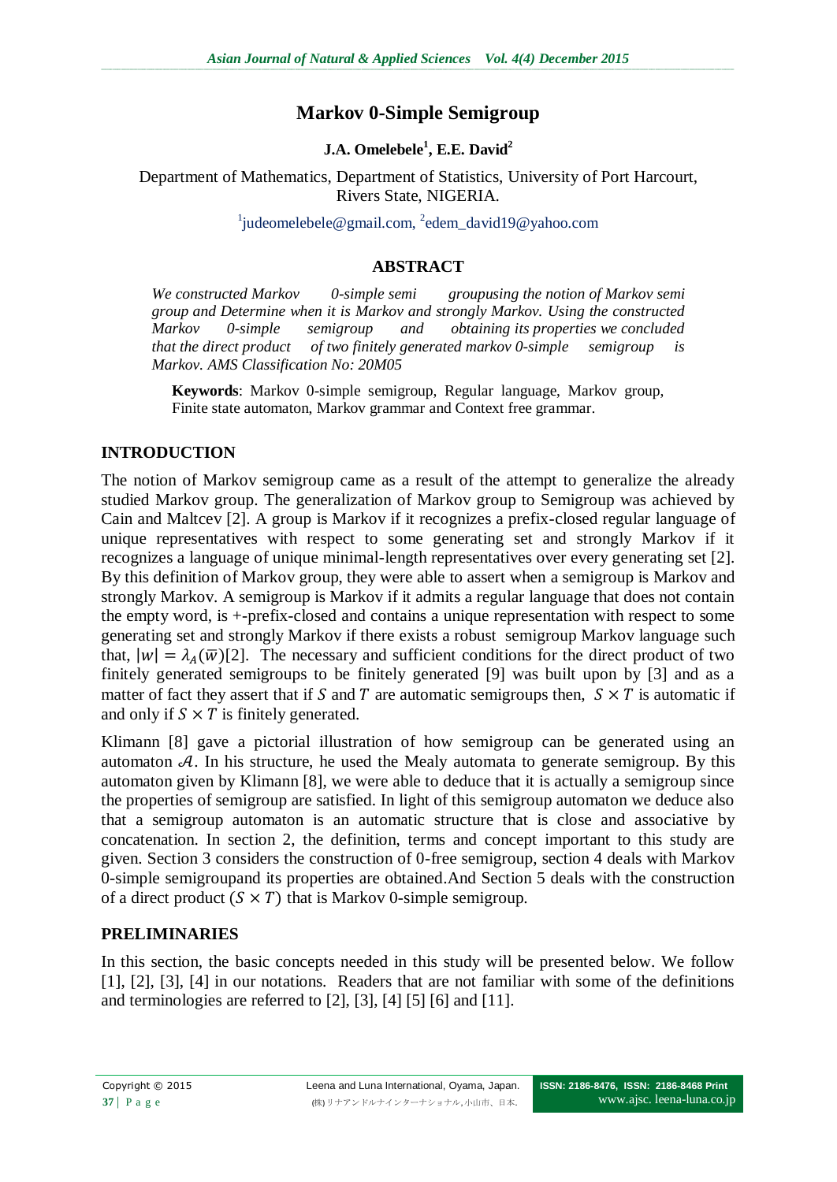# Markov 0-Simple Semigroup

**J.A. Omelebele[1], E.E. David[2]**

Department of Mathematics, Department of Statistics, University of Port Harcourt, Rivers State, NIGERIA.

[1]judeomelebele@gmail.com, [2]edem_david19@yahoo.com

## ABSTRACT

*We constructed Markov 0-simple semi groupusing the notion of Markov semi group and Determine when it is Markov and strongly Markov. Using the constructed Markov 0-simple semigroup and obtaining its properties we concluded that the direct product of two finitely generated markov 0-simple semigroup is Markov. AMS Classification No: 20M05*

**Keywords**: Markov 0-simple semigroup, Regular language, Markov group, Finite state automaton, Markov grammar and Context free grammar.

## INTRODUCTION

The notion of Markov semigroup came as a result of the attempt to generalize the already studied Markov group. The generalization of Markov group to Semigroup was achieved by Cain and Maltcev [2]. A group is Markov if it recognizes a prefix-closed regular language of unique representatives with respect to some generating set and strongly Markov if it recognizes a language of unique minimal-length representatives over every generating set [2]. By this definition of Markov group, they were able to assert when a semigroup is Markov and strongly Markov. A semigroup is Markov if it admits a regular language that does not contain the empty word, is +-prefix-closed and contains a unique representation with respect to some generating set and strongly Markov if there exists a robust semigroup Markov language such that, $|w| = \lambda_A(\overline{w})$[2]. The necessary and sufficient conditions for the direct product of two finitely generated semigroups to be finitely generated [9] was built upon by [3] and as a matter of fact they assert that if $S$ and $T$ are automatic semigroups then, $S \times T$ is automatic if and only if $S \times T$ is finitely generated.

Klimann [8] gave a pictorial illustration of how semigroup can be generated using an automaton $\mathcal{A}$. In his structure, he used the Mealy automata to generate semigroup. By this automaton given by Klimann [8], we were able to deduce that it is actually a semigroup since the properties of semigroup are satisfied. In light of this semigroup automaton we deduce also that a semigroup automaton is an automatic structure that is close and associative by concatenation. In section 2, the definition, terms and concept important to this study are given. Section 3 considers the construction of 0-free semigroup, section 4 deals with Markov 0-simple semigroupand its properties are obtained.And Section 5 deals with the construction of a direct product $(S \times T)$ that is Markov 0-simple semigroup.

## PRELIMINARIES

In this section, the basic concepts needed in this study will be presented below. We follow [1], [2], [3], [4] in our notations. Readers that are not familiar with some of the definitions and terminologies are referred to [2], [3], [4] [5] [6] and [11].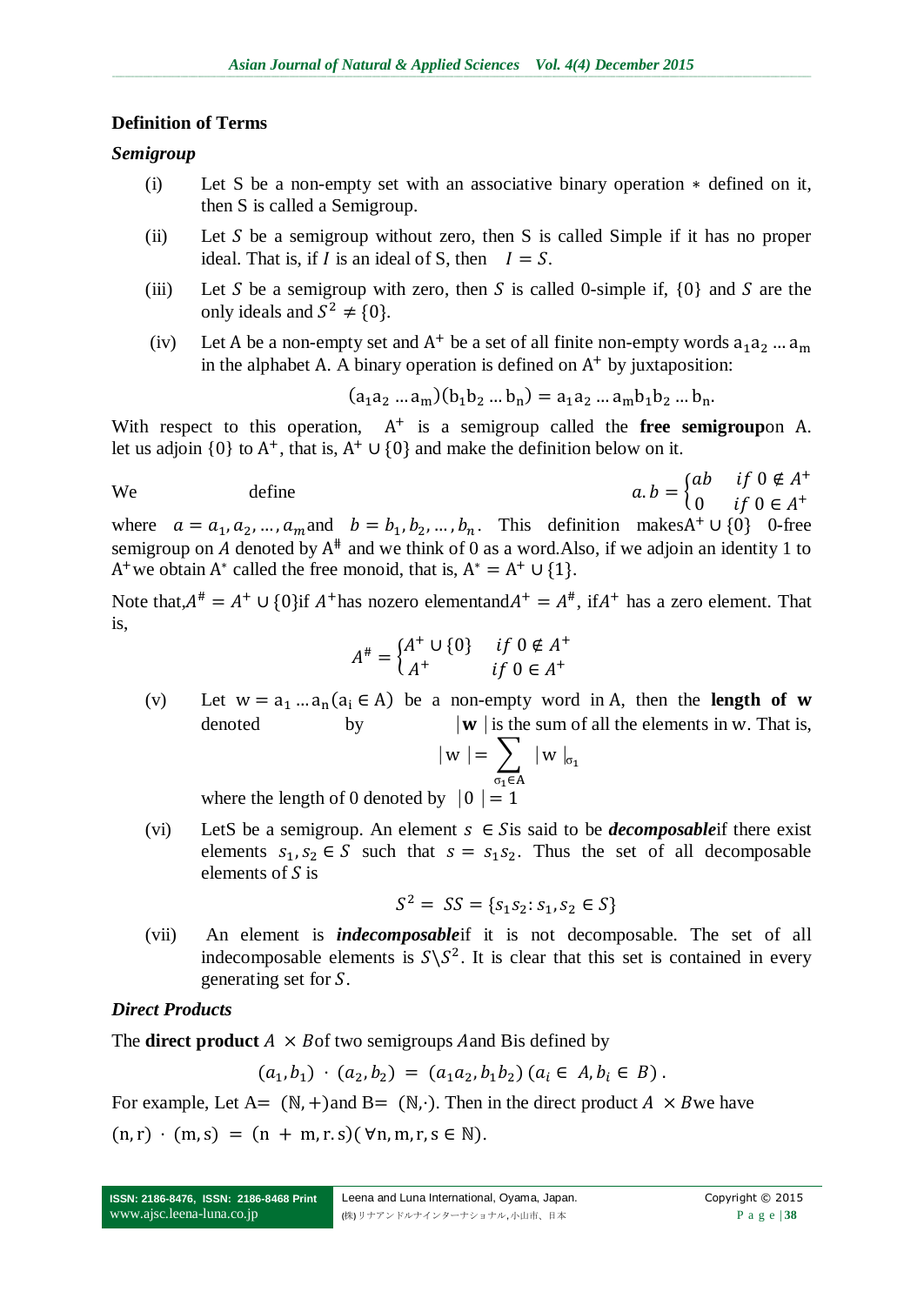### Definition of Terms

#### *Semigroup*

(i) Let S be a non-empty set with an associative binary operation $*$ defined on it, then S is called a Semigroup.

(ii) Let $S$ be a semigroup without zero, then S is called Simple if it has no proper ideal. That is, if $I$ is an ideal of S, then $I = S$.

(iii) Let $S$ be a semigroup with zero, then $S$ is called 0-simple if, $\{0\}$ and $S$ are the only ideals and $S^2 \neq \{0\}$.

(iv) Let A be a non-empty set and $A^+$ be a set of all finite non-empty words $a_1 a_2 \ldots a_m$ in the alphabet A. A binary operation is defined on $A^+$ by juxtaposition:

$$(a_1 a_2 \ldots a_m)(b_1 b_2 \ldots b_n) = a_1 a_2 \ldots a_m b_1 b_2 \ldots b_n.$$

With respect to this operation, $A^+$ is a semigroup called the **free semigroup** on A. let us adjoin $\{0\}$ to $A^+$, that is, $A^+ \cup \{0\}$ and make the definition below on it.

We define

$$a.b = \begin{cases} ab & if\ 0 \notin A^+ \\ 0 & if\ 0 \in A^+ \end{cases}$$

where $a = a_1, a_2, \ldots, a_m$ and $b = b_1, b_2, \ldots, b_n$. This definition makes $A^+ \cup \{0\}$ 0-free semigroup on $A$ denoted by $A^\#$ and we think of 0 as a word. Also, if we adjoin an identity 1 to $A^+$ we obtain $A^*$ called the free monoid, that is, $A^* = A^+ \cup \{1\}$.

Note that, $A^\# = A^+ \cup \{0\}$ if $A^+$ has nozero element and $A^+ = A^\#$, if $A^+$ has a zero element. That is,

$$A^\# = \begin{cases} A^+ \cup \{0\} & if\ 0 \notin A^+ \\ A^+ & if\ 0 \in A^+ \end{cases}$$

(v) Let $w = a_1 \ldots a_n (a_i \in A)$ be a non-empty word in A, then the **length of w** denoted by $|\mathbf{w}|$ is the sum of all the elements in w. That is,

$$|w| = \sum_{\sigma_1 \in A} |w|_{\sigma_1}$$

where the length of 0 denoted by $|0| = 1$

(vi) Let S be a semigroup. An element $s \in S$ is said to be ***decomposable*** if there exist elements $s_1, s_2 \in S$ such that $s = s_1 s_2$. Thus the set of all decomposable elements of $S$ is

$$S^2 = SS = \{s_1 s_2 : s_1, s_2 \in S\}$$

(vii) An element is ***indecomposable*** if it is not decomposable. The set of all indecomposable elements is $S \backslash S^2$. It is clear that this set is contained in every generating set for $S$.

#### *Direct Products*

The **direct product** $A \times B$ of two semigroups $A$ and B is defined by

$$(a_1, b_1) \cdot (a_2, b_2) = (a_1 a_2, b_1 b_2)\ (a_i \in A, b_i \in B).$$

For example, Let A= $(\mathbb{N}, +)$ and B= $(\mathbb{N}, \cdot)$. Then in the direct product $A \times B$ we have

$(n, r) \cdot (m, s) = (n + m, r.s)(\forall n, m, r, s \in \mathbb{N})$.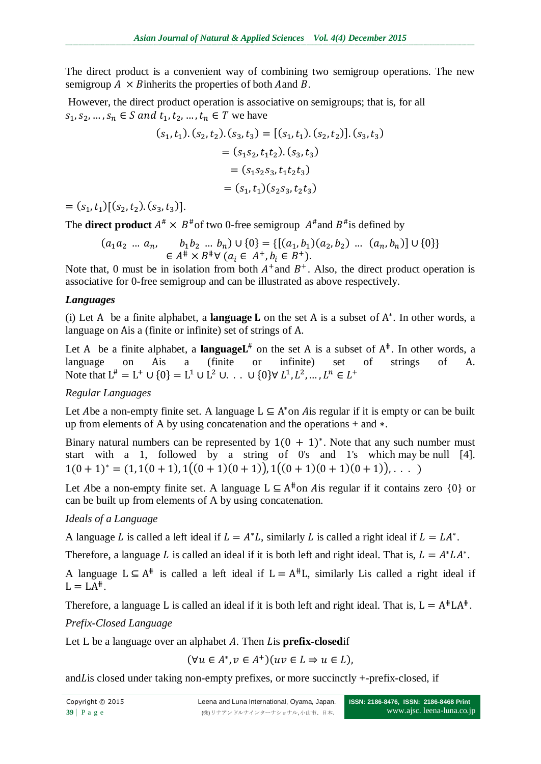The direct product is a convenient way of combining two semigroup operations. The new semigroup $A \times B$inherits the properties of both $A$and $B$.

However, the direct product operation is associative on semigroups; that is, for all $s_1, s_2, \ldots, s_n \in S$ and $t_1, t_2, \ldots, t_n \in T$ we have

$$
\begin{aligned}
(s_1, t_1).(s_2, t_2).(s_3, t_3) &= [(s_1, t_1).(s_2, t_2)].(s_3, t_3) \\
&= (s_1 s_2, t_1 t_2).(s_3, t_3) \\
&= (s_1 s_2 s_3, t_1 t_2 t_3) \\
&= (s_1, t_1)(s_2 s_3, t_2 t_3)
\end{aligned}
$$

$= (s_1, t_1)[(s_2, t_2).(s_3, t_3)]$.

The **direct product** $A^{\#} \times B^{\#}$of two 0-free semigroup $A^{\#}$and $B^{\#}$is defined by

$$
(a_1 a_2 \ldots a_n, \quad b_1 b_2 \ldots b_n) \cup \{0\} = \{[(a_1, b_1)(a_2, b_2) \ldots (a_n, b_n)] \cup \{0\}\} \in A^{\#} \times B^{\#} \forall (a_i \in A^{+}, b_i \in B^{+}).
$$

Note that, 0 must be in isolation from both $A^{+}$and $B^{+}$. Also, the direct product operation is associative for 0-free semigroup and can be illustrated as above respectively.

### *Languages*

(i) Let A be a finite alphabet, a **language L** on the set A is a subset of $A^*$. In other words, a language on Ais a (finite or infinite) set of strings of A.

Let A be a finite alphabet, a **language$L^{\#}$** on the set A is a subset of $A^{\#}$. In other words, a language on Ais a (finite or infinite) set of strings of A. Note that $L^{\#} = L^{+} \cup \{0\} = L^1 \cup L^2 \cup \ldots \cup \{0\} \forall L^1, L^2, \ldots, L^n \in L^{+}$

*Regular Languages*

Let $A$be a non-empty finite set. A language $L \subseteq A^*$on $A$is regular if it is empty or can be built up from elements of A by using concatenation and the operations + and $*$.

Binary natural numbers can be represented by $1(0 + 1)^*$. Note that any such number must start with a 1, followed by a string of 0's and 1's which may be null [4]. $1(0+1)^* = (1, 1(0+1), 1((0+1)(0+1)), 1((0+1)(0+1)(0+1)), \ldots)$

Let $A$be a non-empty finite set. A language $L \subseteq A^{\#}$on $A$is regular if it contains zero $\{0\}$ or can be built up from elements of A by using concatenation.

*Ideals of a Language*

A language $L$ is called a left ideal if $L = A^*L$, similarly $L$ is called a right ideal if $L = LA^*$.

Therefore, a language $L$ is called an ideal if it is both left and right ideal. That is, $L = A^*LA^*$.

A language $L \subseteq A^{\#}$ is called a left ideal if $L = A^{\#}L$, similarly Lis called a right ideal if $L = LA^{\#}$.

Therefore, a language L is called an ideal if it is both left and right ideal. That is, $L = A^{\#}LA^{\#}$.

*Prefix-Closed Language*

Let L be a language over an alphabet $A$. Then $L$is **prefix-closed**if

$$
(\forall u \in A^*, v \in A^{+})(uv \in L \Rightarrow u \in L),
$$

and$L$is closed under taking non-empty prefixes, or more succinctly +-prefix-closed, if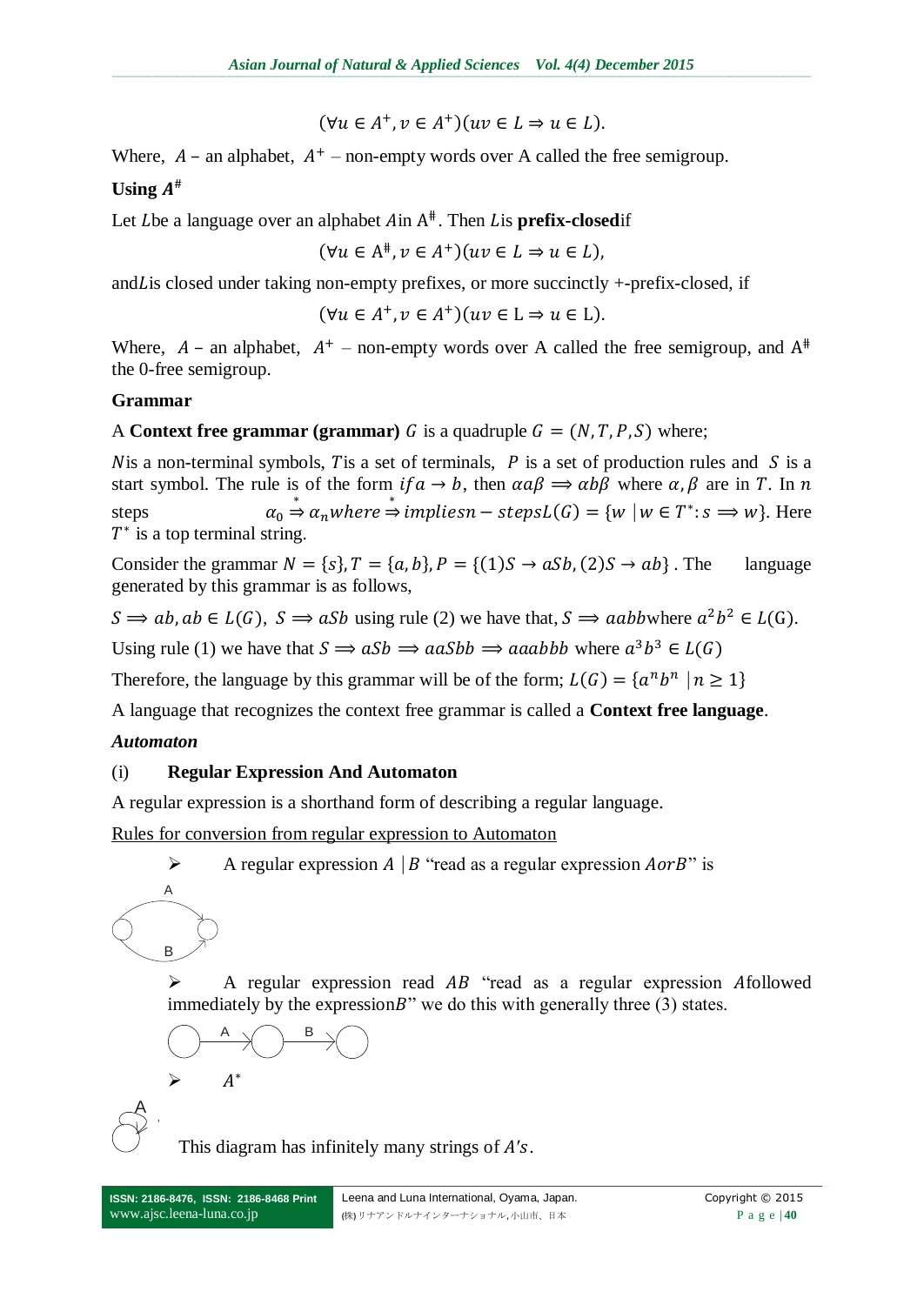$$(\forall u \in A^+, v \in A^+)(uv \in L \Rightarrow u \in L).$$

Where, $A$ – an alphabet, $A^+$ – non-empty words over A called the free semigroup.

**Using $A^\#$**

Let $L$be a language over an alphabet $A$in $A^\#$. Then $L$is **prefix-closed**if

$$(\forall u \in A^\#, v \in A^+)(uv \in L \Rightarrow u \in L),$$

and$L$is closed under taking non-empty prefixes, or more succinctly +-prefix-closed, if

$$(\forall u \in A^+, v \in A^+)(uv \in L \Rightarrow u \in L).$$

Where, $A$ – an alphabet, $A^+$ – non-empty words over A called the free semigroup, and $A^\#$ the 0-free semigroup.

**Grammar**

A **Context free grammar (grammar)** $G$ is a quadruple $G = (N, T, P, S)$ where;

$N$is a non-terminal symbols, $T$is a set of terminals, $P$ is a set of production rules and $S$ is a start symbol. The rule is of the form $if a \rightarrow b$, then $\alpha a \beta \Longrightarrow \alpha b \beta$ where $\alpha, \beta$ are in $T$. In $n$ steps $\alpha_0 \overset{*}{\Rightarrow} \alpha_n where \overset{*}{\Rightarrow} impliesn - stepsL(G) = \{w \mid w \in T^*: s \Longrightarrow w\}$. Here $T^*$ is a top terminal string.

Consider the grammar $N = \{s\}, T = \{a, b\}, P = \{(1)S \rightarrow aSb, (2)S \rightarrow ab\}$. The language generated by this grammar is as follows,

$S \Longrightarrow ab, ab \in L(G)$, $S \Longrightarrow aSb$ using rule (2) we have that, $S \Longrightarrow aabb$where $a^2b^2 \in L(G)$.

Using rule (1) we have that $S \Longrightarrow aSb \Longrightarrow aaSbb \Longrightarrow aaabbb$ where $a^3b^3 \in L(G)$

Therefore, the language by this grammar will be of the form; $L(G) = \{a^nb^n \mid n \geq 1\}$

A language that recognizes the context free grammar is called a **Context free language**.

***Automaton***

(i) **Regular Expression And Automaton**

A regular expression is a shorthand form of describing a regular language.

Rules for conversion from regular expression to Automaton

- A regular expression $A \mid B$ "read as a regular expression $AorB$" is

- A regular expression read $AB$ "read as a regular expression $A$followed immediately by the expression$B$" we do this with generally three (3) states.

- $A^*$

This diagram has infinitely many strings of $A's$.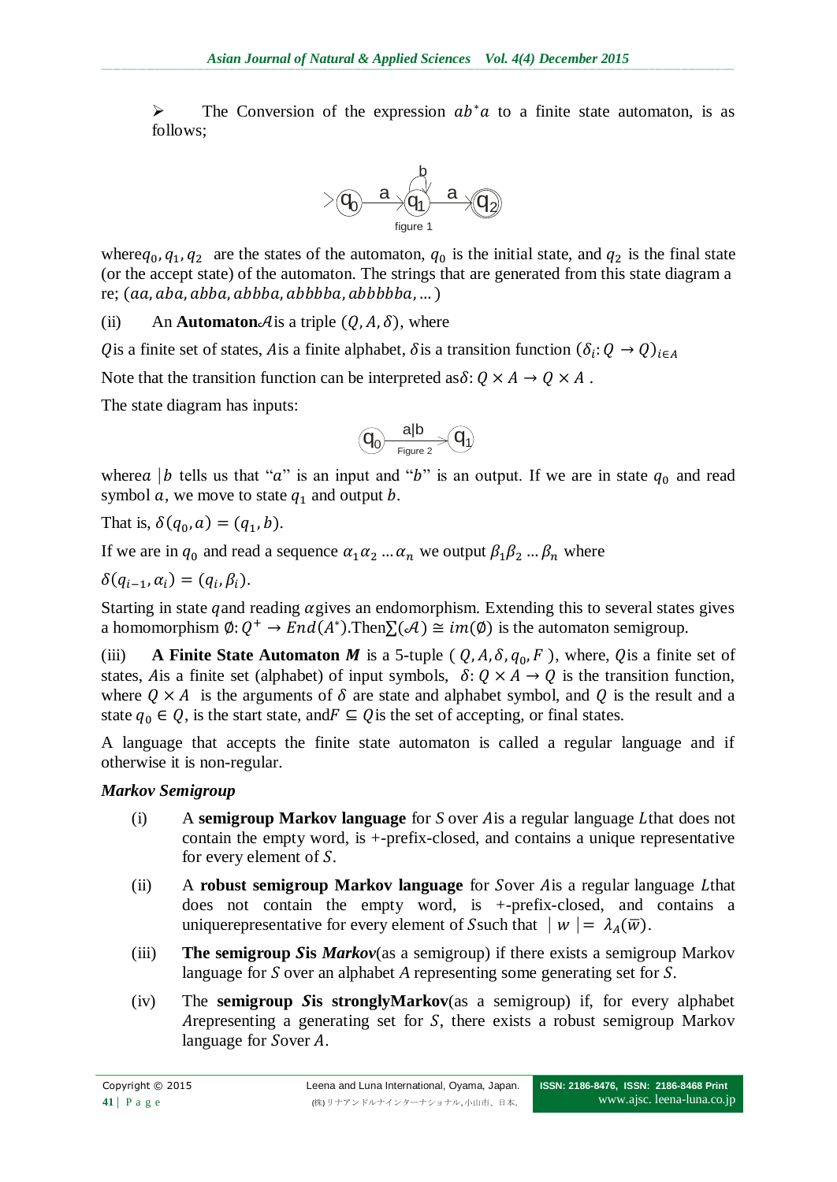➢ The Conversion of the expression $ab^*a$ to a finite state automaton, is as follows;

figure 1

where $q_0, q_1, q_2$ are the states of the automaton, $q_0$ is the initial state, and $q_2$ is the final state (or the accept state) of the automaton. The strings that are generated from this state diagram a re; $(aa, aba, abba, abbba, abbbba, abbbbba, \ldots)$

(ii) An **Automaton** $\mathcal{A}$ is a triple $(Q, A, \delta)$, where

$Q$ is a finite set of states, $A$ is a finite alphabet, $\delta$ is a transition function $(\delta_i: Q \to Q)_{i \in A}$

Note that the transition function can be interpreted as $\delta: Q \times A \to Q \times A$ .

The state diagram has inputs:

Figure 2

where $a\,|b$ tells us that "$a$" is an input and "$b$" is an output. If we are in state $q_0$ and read symbol $a$, we move to state $q_1$ and output $b$.

That is, $\delta(q_0, a) = (q_1, b)$.

If we are in $q_0$ and read a sequence $\alpha_1 \alpha_2 \ldots \alpha_n$ we output $\beta_1 \beta_2 \ldots \beta_n$ where

$\delta(q_{i-1}, \alpha_i) = (q_i, \beta_i)$.

Starting in state $q$ and reading $\alpha$ gives an endomorphism. Extending this to several states gives a homomorphism $\emptyset: Q^+ \to End(A^*)$. Then $\sum(\mathcal{A}) \cong im(\emptyset)$ is the automaton semigroup.

(iii) **A Finite State Automaton $M$** is a 5-tuple ( $Q, A, \delta, q_0, F$ ), where, $Q$ is a finite set of states, $A$ is a finite set (alphabet) of input symbols, $\delta: Q \times A \to Q$ is the transition function, where $Q \times A$ is the arguments of $\delta$ are state and alphabet symbol, and $Q$ is the result and a state $q_0 \in Q$, is the start state, and $F \subseteq Q$ is the set of accepting, or final states.

A language that accepts the finite state automaton is called a regular language and if otherwise it is non-regular.

***Markov Semigroup***

(i) A **semigroup Markov language** for $S$ over $A$ is a regular language $L$ that does not contain the empty word, is +-prefix-closed, and contains a unique representative for every element of $S$.

(ii) A **robust semigroup Markov language** for $S$ over $A$ is a regular language $L$ that does not contain the empty word, is +-prefix-closed, and contains a uniquerepresentative for every element of $S$ such that $|w| = \lambda_A(\overline{w})$.

(iii) **The semigroup *S* is *Markov*** (as a semigroup) if there exists a semigroup Markov language for $S$ over an alphabet $A$ representing some generating set for $S$.

(iv) The **semigroup *S* is stronglyMarkov** (as a semigroup) if, for every alphabet $A$ representing a generating set for $S$, there exists a robust semigroup Markov language for $S$ over $A$.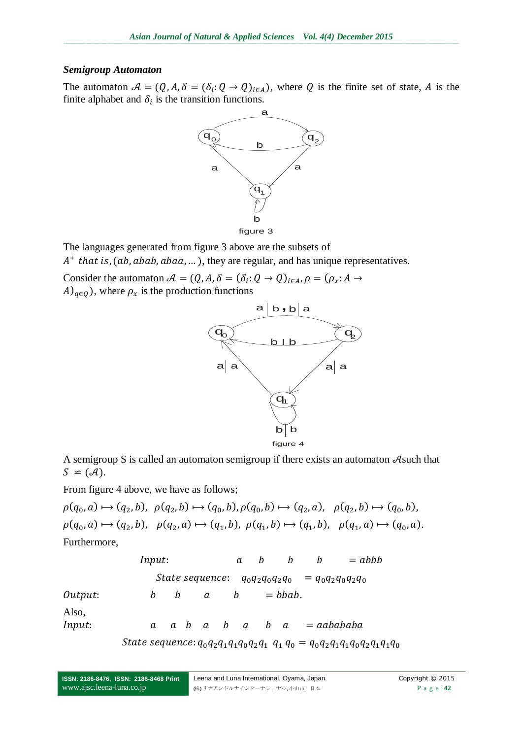### *Semigroup Automaton*

The automaton $\mathcal{A} = (Q, A, \delta = (\delta_i: Q \to Q)_{i \in A})$, where $Q$ is the finite set of state, $A$ is the finite alphabet and $\delta_i$ is the transition functions.

figure 3

The languages generated from figure 3 above are the subsets of $A^+$ *that is*, $(ab, abab, abaa, \dots)$, they are regular, and has unique representatives.

Consider the automaton $\mathcal{A} = (Q, A, \delta = (\delta_i: Q \to Q)_{i \in A}, \rho = (\rho_x: A \to A)_{q \in Q})$, where $\rho_x$ is the production functions

figure 4

A semigroup S is called an automaton semigroup if there exists an automaton $\mathcal{A}$such that $S \doteq (\mathcal{A})$.

From figure 4 above, we have as follows;

$\rho(q_0, a) \longmapsto (q_2, b)$, $\rho(q_2, b) \longmapsto (q_0, b)$, $\rho(q_0, b) \longmapsto (q_2, a)$, $\rho(q_2, b) \longmapsto (q_0, b)$,
$\rho(q_0, a) \longmapsto (q_2, b)$, $\rho(q_2, a) \longmapsto (q_1, b)$, $\rho(q_1, b) \longmapsto (q_1, b)$, $\rho(q_1, a) \longmapsto (q_0, a)$.

Furthermore,

*Input*: $a \quad b \quad b \quad b \quad = abbb$

*State sequence*: $q_0 q_2 q_0 q_2 q_0 \quad = q_0 q_2 q_0 q_2 q_0$

*Output*: $b \quad b \quad a \quad b \quad = bbab$.

Also,

*Input*: $a \quad a \quad b \quad a \quad b \quad a \quad b \quad a \quad = aabababa$

*State sequence*: $q_0 q_2 q_1 q_1 q_0 q_2 q_1 \; q_1 \, q_0 = q_0 q_2 q_1 q_1 q_0 q_2 q_1 q_1 q_0$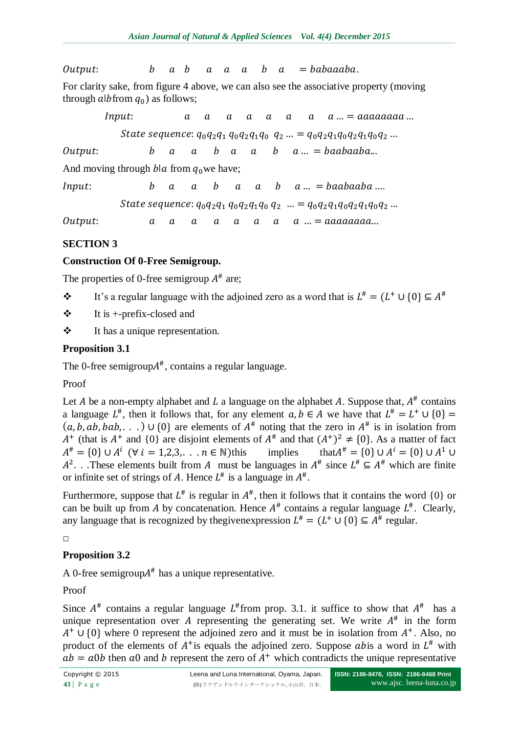$Output$: $b \quad a \quad b \quad a \quad a \quad a \quad b \quad a \quad = babaaaba$.

For clarity sake, from figure 4 above, we can also see the associative property (moving through $a|b$ from $q_0$) as follows;

$Input$: $a \quad a \quad a \quad a \quad a \quad a \quad a \quad a \ldots = aaaaaaaa \ldots$

$State\ sequence$: $q_0 q_2 q_1\ q_0 q_2 q_1 q_0\ \ q_2 \ldots = q_0 q_2 q_1 q_0 q_2 q_1 q_0 q_2 \ldots$

$Output$: $b \quad a \quad a \quad b \quad a \quad a \quad b \quad a \ldots = baabaaba\ldots$

And moving through $b|a$ from $q_0$ we have;

$Input$: $b \quad a \quad a \quad b \quad a \quad a \quad b \quad a \ldots = baabaaba \ldots.$

$State\ sequence$: $q_0 q_2 q_1\ q_0 q_2 q_1 q_0\ q_2 \ \ldots = q_0 q_2 q_1 q_0 q_2 q_1 q_0 q_2 \ldots$

$Output$: $a \quad a \quad a \quad a \quad a \quad a \quad a \quad a \ \ldots = aaaaaaaa\ldots$

## SECTION 3

### Construction Of 0-Free Semigroup.

The properties of 0-free semigroup $A^{\#}$ are;

- It's a regular language with the adjoined zero as a word that is $L^{\#} = (L^{+} \cup \{0\} \subseteq A^{\#}$
- It is +-prefix-closed and
- It has a unique representation.

### Proposition 3.1

The 0-free semigroup $A^{\#}$, contains a regular language.

Proof

Let $A$ be a non-empty alphabet and $L$ a language on the alphabet $A$. Suppose that, $A^{\#}$ contains a language $L^{\#}$, then it follows that, for any element $a, b \in A$ we have that $L^{\#} = L^{+} \cup \{0\} = (a, b, ab, bab, .\ .\ .) \cup \{0\}$ are elements of $A^{\#}$ noting that the zero in $A^{\#}$ is in isolation from $A^{+}$ (that is $A^{+}$ and $\{0\}$ are disjoint elements of $A^{\#}$ and that $(A^{+})^2 \neq \{0\}$. As a matter of fact $A^{\#} = \{0\} \cup A^{i}$ $(\forall\ i = 1,2,3, .\ .\ .\ n \in \mathbb{N})$this implies that$A^{\#} = \{0\} \cup A^{i} = \{0\} \cup A^{1} \cup A^{2}.\ .\ .$These elements built from $A$ must be languages in $A^{\#}$ since $L^{\#} \subseteq A^{\#}$ which are finite or infinite set of strings of $A$. Hence $L^{\#}$ is a language in $A^{\#}$.

Furthermore, suppose that $L^{\#}$ is regular in $A^{\#}$, then it follows that it contains the word $\{0\}$ or can be built up from $A$ by concatenation. Hence $A^{\#}$ contains a regular language $L^{\#}$. Clearly, any language that is recognized by thegivenexpression $L^{\#} = (L^{+} \cup \{0\} \subseteq A^{\#}$ regular.

□

### Proposition 3.2

A 0-free semigroup$A^{\#}$ has a unique representative.

Proof

Since $A^{\#}$ contains a regular language $L^{\#}$from prop. 3.1. it suffice to show that $A^{\#}$ has a unique representation over $A$ representing the generating set. We write $A^{\#}$ in the form $A^{+} \cup \{0\}$ where 0 represent the adjoined zero and it must be in isolation from $A^{+}$. Also, no product of the elements of $A^{+}$is equals the adjoined zero. Suppose $ab$is a word in $L^{\#}$ with $ab = a0b$ then $a0$ and $b$ represent the zero of $A^{+}$ which contradicts the unique representative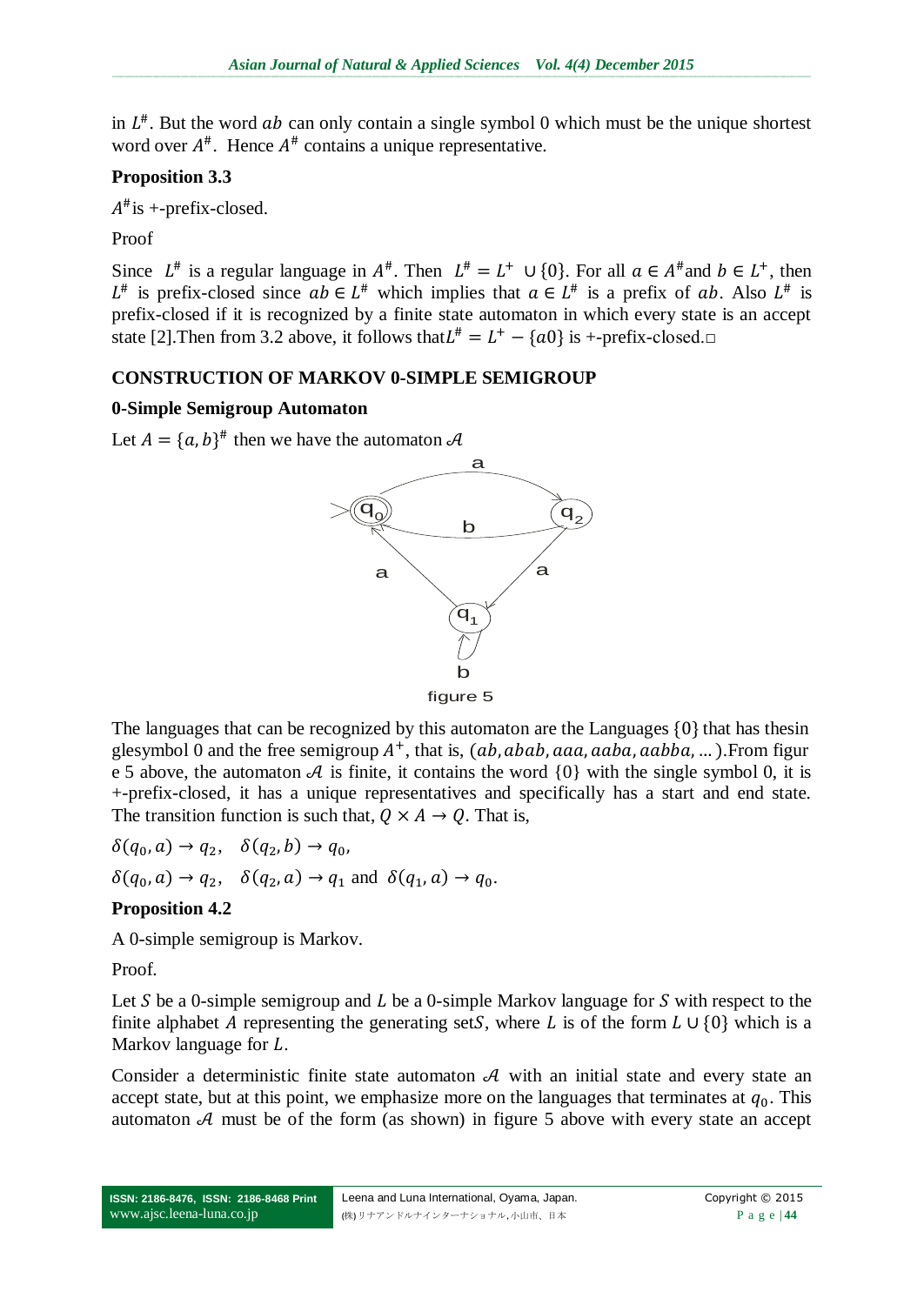in $L^{\#}$. But the word $ab$ can only contain a single symbol 0 which must be the unique shortest word over $A^{\#}$. Hence $A^{\#}$ contains a unique representative.

**Proposition 3.3**

$A^{\#}$is +-prefix-closed.

Proof

Since $L^{\#}$ is a regular language in $A^{\#}$. Then $L^{\#} = L^{+} \cup \{0\}$. For all $a \in A^{\#}$and $b \in L^{+}$, then $L^{\#}$ is prefix-closed since $ab \in L^{\#}$ which implies that $a \in L^{\#}$ is a prefix of $ab$. Also $L^{\#}$ is prefix-closed if it is recognized by a finite state automaton in which every state is an accept state [2].Then from 3.2 above, it follows that$L^{\#} = L^{+} - \{a0\}$ is +-prefix-closed.□

## CONSTRUCTION OF MARKOV 0-SIMPLE SEMIGROUP

### 0-Simple Semigroup Automaton

Let $A = \{a, b\}^{\#}$ then we have the automaton $\mathcal{A}$

figure 5

The languages that can be recognized by this automaton are the Languages $\{0\}$ that has thesin glesymbol 0 and the free semigroup $A^{+}$, that is, $(ab, abab, aaa, aaba, aabba, \ldots)$.From figur e 5 above, the automaton $\mathcal{A}$ is finite, it contains the word $\{0\}$ with the single symbol 0, it is +-prefix-closed, it has a unique representatives and specifically has a start and end state. The transition function is such that, $Q \times A \to Q$. That is,

$\delta(q_0, a) \to q_2, \quad \delta(q_2, b) \to q_0,$

$\delta(q_0, a) \to q_2, \quad \delta(q_2, a) \to q_1$ and $\delta(q_1, a) \to q_0$.

**Proposition 4.2**

A 0-simple semigroup is Markov.

Proof.

Let $S$ be a 0-simple semigroup and $L$ be a 0-simple Markov language for $S$ with respect to the finite alphabet $A$ representing the generating set$S$, where $L$ is of the form $L \cup \{0\}$ which is a Markov language for $L$.

Consider a deterministic finite state automaton $\mathcal{A}$ with an initial state and every state an accept state, but at this point, we emphasize more on the languages that terminates at $q_0$. This automaton $\mathcal{A}$ must be of the form (as shown) in figure 5 above with every state an accept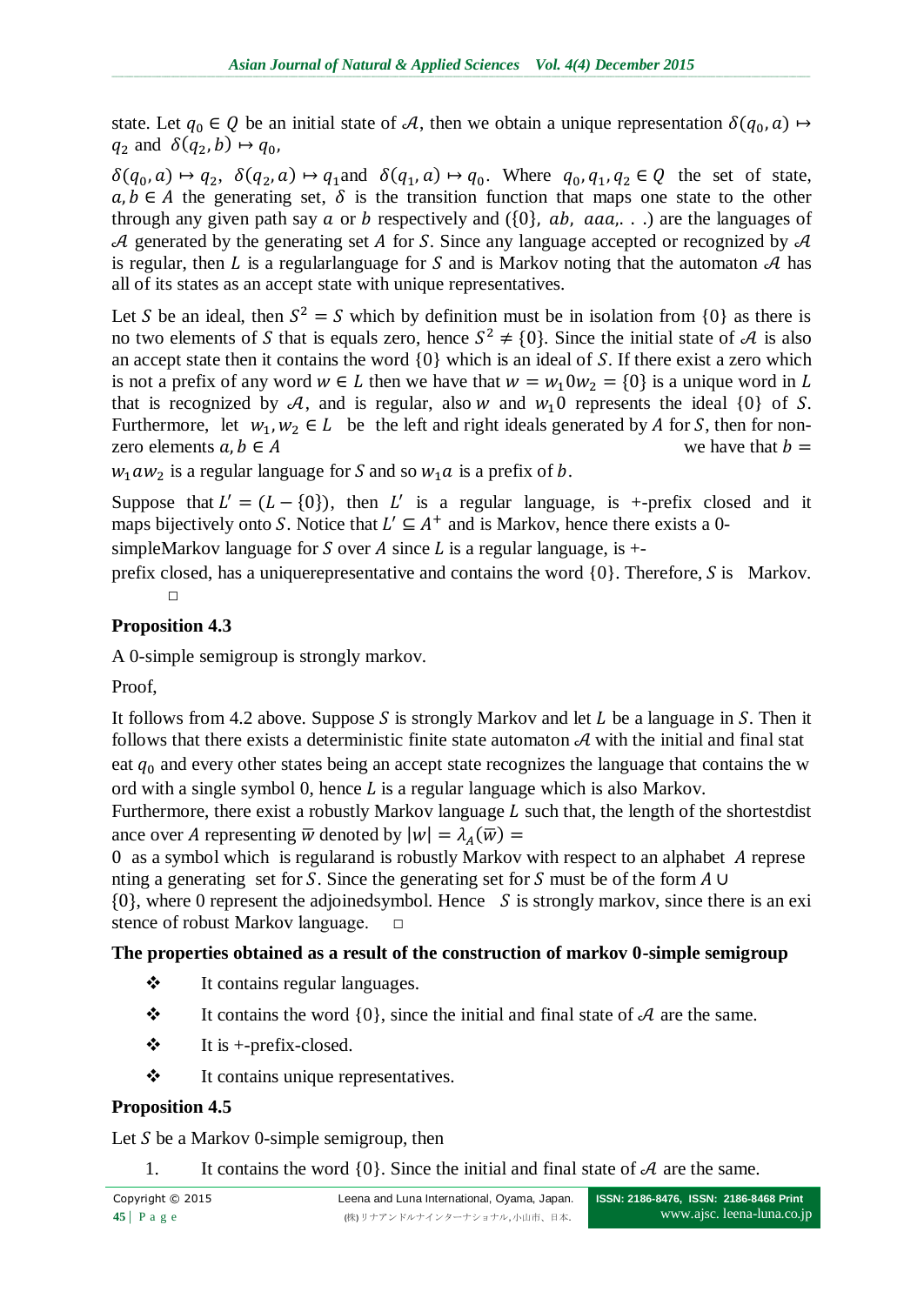state. Let $q_0 \in Q$ be an initial state of $\mathcal{A}$, then we obtain a unique representation $\delta(q_0, a) \mapsto q_2$ and $\delta(q_2, b) \mapsto q_0$,

$\delta(q_0, a) \mapsto q_2$, $\delta(q_2, a) \mapsto q_1$and $\delta(q_1, a) \mapsto q_0$. Where $q_0, q_1, q_2 \in Q$ the set of state, $a, b \in A$ the generating set, $\delta$ is the transition function that maps one state to the other through any given path say $a$ or $b$ respectively and ($\{0\}$, $ab$, $aaa$,. . .) are the languages of $\mathcal{A}$ generated by the generating set $A$ for $S$. Since any language accepted or recognized by $\mathcal{A}$ is regular, then $L$ is a regularlanguage for $S$ and is Markov noting that the automaton $\mathcal{A}$ has all of its states as an accept state with unique representatives.

Let $S$ be an ideal, then $S^2 = S$ which by definition must be in isolation from $\{0\}$ as there is no two elements of $S$ that is equals zero, hence $S^2 \neq \{0\}$. Since the initial state of $\mathcal{A}$ is also an accept state then it contains the word $\{0\}$ which is an ideal of $S$. If there exist a zero which is not a prefix of any word $w \in L$ then we have that $w = w_1 0 w_2 = \{0\}$ is a unique word in $L$ that is recognized by $\mathcal{A}$, and is regular, also $w$ and $w_1 0$ represents the ideal $\{0\}$ of $S$. Furthermore, let $w_1, w_2 \in L$ be the left and right ideals generated by $A$ for $S$, then for non-zero elements $a, b \in A$ we have that $b = w_1 a w_2$ is a regular language for $S$ and so $w_1 a$ is a prefix of $b$.

Suppose that $L' = (L - \{0\})$, then $L'$ is a regular language, is +-prefix closed and it maps bijectively onto $S$. Notice that $L' \subseteq A^+$ and is Markov, hence there exists a 0-simpleMarkov language for $S$ over $A$ since $L$ is a regular language, is +-prefix closed, has a uniquerepresentative and contains the word $\{0\}$. Therefore, $S$ is Markov. □

### Proposition 4.3

A 0-simple semigroup is strongly markov.

Proof,

It follows from 4.2 above. Suppose $S$ is strongly Markov and let $L$ be a language in $S$. Then it follows that there exists a deterministic finite state automaton $\mathcal{A}$ with the initial and final stat eat $q_0$ and every other states being an accept state recognizes the language that contains the w ord with a single symbol 0, hence $L$ is a regular language which is also Markov.
Furthermore, there exist a robustly Markov language $L$ such that, the length of the shortestdist ance over $A$ representing $\overline{w}$ denoted by $|w| = \lambda_A(\overline{w}) = 0$ as a symbol which is regularand is robustly Markov with respect to an alphabet $A$ represe nting a generating set for $S$. Since the generating set for $S$ must be of the form $A \cup \{0\}$, where 0 represent the adjoinedsymbol. Hence $S$ is strongly markov, since there is an exi stence of robust Markov language. □

**The properties obtained as a result of the construction of markov 0-simple semigroup**

- It contains regular languages.
- It contains the word $\{0\}$, since the initial and final state of $\mathcal{A}$ are the same.
- It is +-prefix-closed.
- It contains unique representatives.

### Proposition 4.5

Let $S$ be a Markov 0-simple semigroup, then

1. It contains the word $\{0\}$. Since the initial and final state of $\mathcal{A}$ are the same.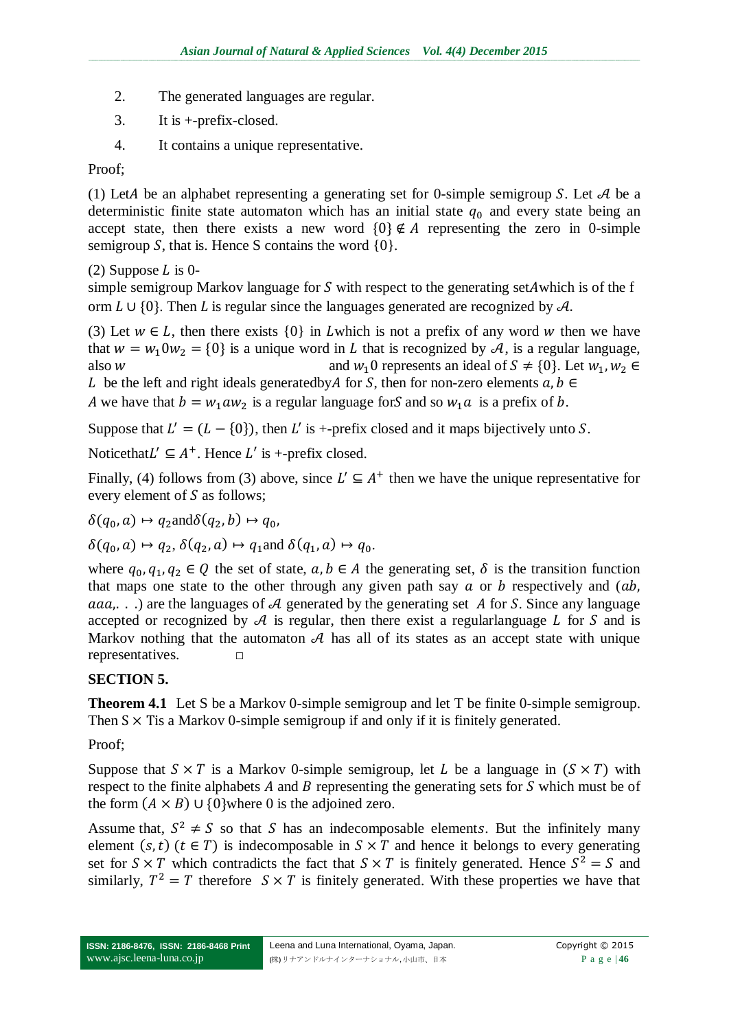2. The generated languages are regular.
3. It is +-prefix-closed.
4. It contains a unique representative.

Proof;

(1) Let $A$ be an alphabet representing a generating set for 0-simple semigroup $S$. Let $\mathcal{A}$ be a deterministic finite state automaton which has an initial state $q_0$ and every state being an accept state, then there exists a new word $\{0\} \notin A$ representing the zero in 0-simple semigroup $S$, that is. Hence S contains the word $\{0\}$.

(2) Suppose $L$ is 0-simple semigroup Markov language for $S$ with respect to the generating set $A$ which is of the form $L \cup \{0\}$. Then $L$ is regular since the languages generated are recognized by $\mathcal{A}$.

(3) Let $w \in L$, then there exists $\{0\}$ in $L$ which is not a prefix of any word $w$ then we have that $w = w_1 0 w_2 = \{0\}$ is a unique word in $L$ that is recognized by $\mathcal{A}$, is a regular language, also $w$ and $w_1 0$ represents an ideal of $S \neq \{0\}$. Let $w_1, w_2 \in L$ be the left and right ideals generated by $A$ for $S$, then for non-zero elements $a, b \in A$ we have that $b = w_1 a w_2$ is a regular language for $S$ and so $w_1 a$ is a prefix of $b$.

Suppose that $L' = (L - \{0\})$, then $L'$ is +-prefix closed and it maps bijectively unto $S$.

Notice that $L' \subseteq A^+$. Hence $L'$ is +-prefix closed.

Finally, (4) follows from (3) above, since $L' \subseteq A^+$ then we have the unique representative for every element of $S$ as follows;

$\delta(q_0, a) \mapsto q_2$ and $\delta(q_2, b) \mapsto q_0$,

$\delta(q_0, a) \mapsto q_2$, $\delta(q_2, a) \mapsto q_1$ and $\delta(q_1, a) \mapsto q_0$.

where $q_0, q_1, q_2 \in Q$ the set of state, $a, b \in A$ the generating set, $\delta$ is the transition function that maps one state to the other through any given path say $a$ or $b$ respectively and ($ab$, $aaa$,. . .) are the languages of $\mathcal{A}$ generated by the generating set $A$ for $S$. Since any language accepted or recognized by $\mathcal{A}$ is regular, then there exist a regular language $L$ for $S$ and is Markov nothing that the automaton $\mathcal{A}$ has all of its states as an accept state with unique representatives. □

**SECTION 5.**

**Theorem 4.1** Let S be a Markov 0-simple semigroup and let T be finite 0-simple semigroup. Then S × T is a Markov 0-simple semigroup if and only if it is finitely generated.

Proof;

Suppose that $S \times T$ is a Markov 0-simple semigroup, let $L$ be a language in $(S \times T)$ with respect to the finite alphabets $A$ and $B$ representing the generating sets for $S$ which must be of the form $(A \times B) \cup \{0\}$ where 0 is the adjoined zero.

Assume that, $S^2 \neq S$ so that $S$ has an indecomposable elements. But the infinitely many element $(s, t)$ $(t \in T)$ is indecomposable in $S \times T$ and hence it belongs to every generating set for $S \times T$ which contradicts the fact that $S \times T$ is finitely generated. Hence $S^2 = S$ and similarly, $T^2 = T$ therefore $S \times T$ is finitely generated. With these properties we have that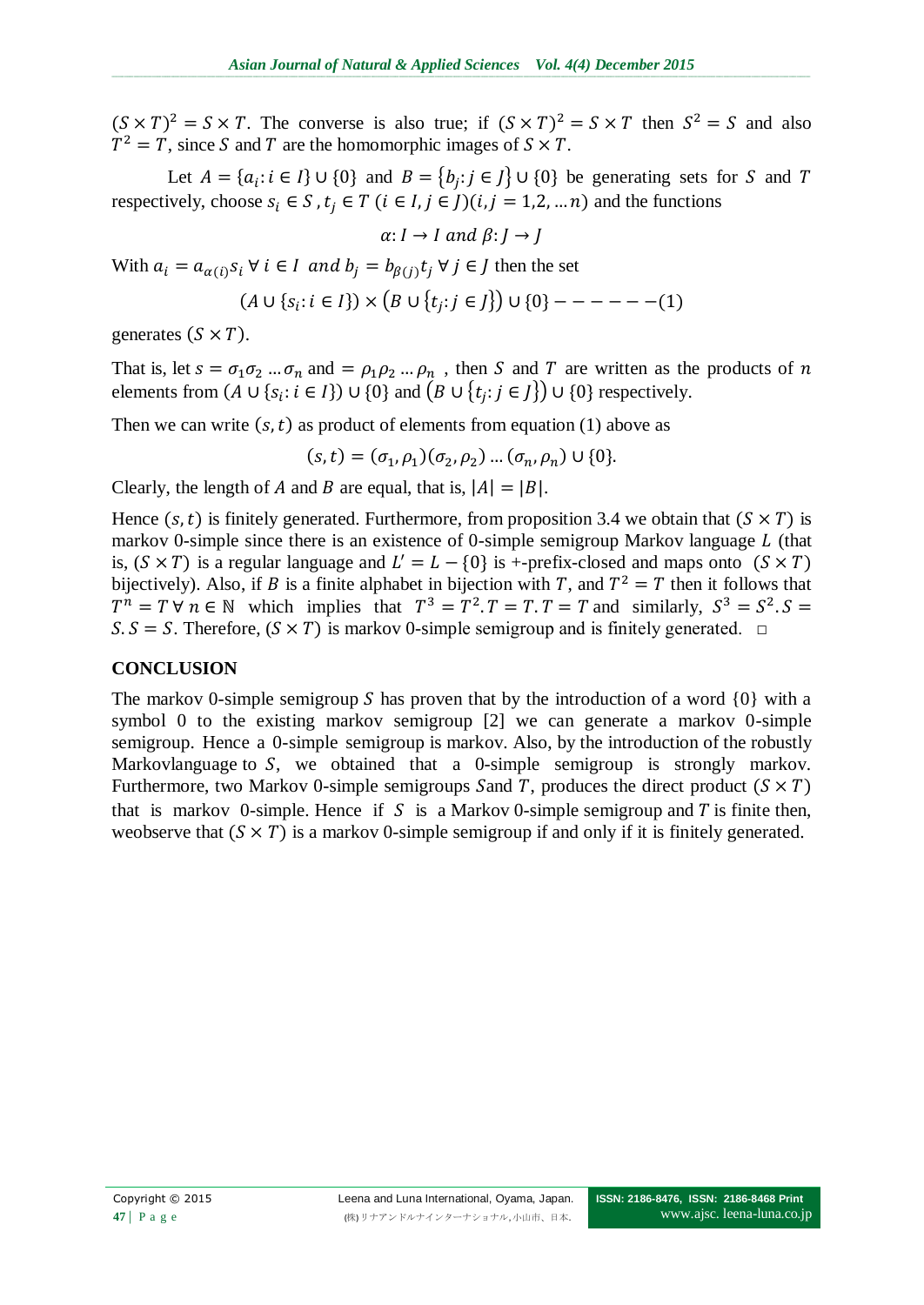$(S \times T)^2 = S \times T$. The converse is also true; if $(S \times T)^2 = S \times T$ then $S^2 = S$ and also $T^2 = T$, since $S$ and $T$ are the homomorphic images of $S \times T$.

Let $A = \{a_i : i \in I\} \cup \{0\}$ and $B = \{b_j : j \in J\} \cup \{0\}$ be generating sets for $S$ and $T$ respectively, choose $s_i \in S$, $t_j \in T$ $(i \in I, j \in J)(i, j = 1,2, \ldots n)$ and the functions

$$\alpha : I \rightarrow I \text{ and } \beta : J \rightarrow J$$

With $a_i = a_{\alpha(i)} s_i \; \forall \; i \in I$ and $b_j = b_{\beta(j)} t_j \; \forall \; j \in J$ then the set

$$(A \cup \{s_i : i \in I\}) \times (B \cup \{t_j : j \in J\}) \cup \{0\} ------(1)$$

generates $(S \times T)$.

That is, let $s = \sigma_1 \sigma_2 \ldots \sigma_n$ and $= \rho_1 \rho_2 \ldots \rho_n$ , then $S$ and $T$ are written as the products of $n$ elements from $(A \cup \{s_i : i \in I\}) \cup \{0\}$ and $(B \cup \{t_j : j \in J\}) \cup \{0\}$ respectively.

Then we can write $(s, t)$ as product of elements from equation (1) above as

$$(s, t) = (\sigma_1, \rho_1)(\sigma_2, \rho_2) \ldots (\sigma_n, \rho_n) \cup \{0\}.$$

Clearly, the length of $A$ and $B$ are equal, that is, $|A| = |B|$.

Hence $(s, t)$ is finitely generated. Furthermore, from proposition 3.4 we obtain that $(S \times T)$ is markov 0-simple since there is an existence of 0-simple semigroup Markov language $L$ (that is, $(S \times T)$ is a regular language and $L' = L - \{0\}$ is +-prefix-closed and maps onto $(S \times T)$ bijectively). Also, if $B$ is a finite alphabet in bijection with $T$, and $T^2 = T$ then it follows that $T^n = T \; \forall \; n \in \mathbb{N}$ which implies that $T^3 = T^2.T = T.T = T$ and similarly, $S^3 = S^2.S = S.S = S$. Therefore, $(S \times T)$ is markov 0-simple semigroup and is finitely generated. □

## CONCLUSION

The markov 0-simple semigroup $S$ has proven that by the introduction of a word $\{0\}$ with a symbol 0 to the existing markov semigroup [2] we can generate a markov 0-simple semigroup. Hence a 0-simple semigroup is markov. Also, by the introduction of the robustly Markovlanguage to $S$, we obtained that a 0-simple semigroup is strongly markov. Furthermore, two Markov 0-simple semigroups $S$and $T$, produces the direct product $(S \times T)$ that is markov 0-simple. Hence if $S$ is a Markov 0-simple semigroup and $T$ is finite then, weobserve that $(S \times T)$ is a markov 0-simple semigroup if and only if it is finitely generated.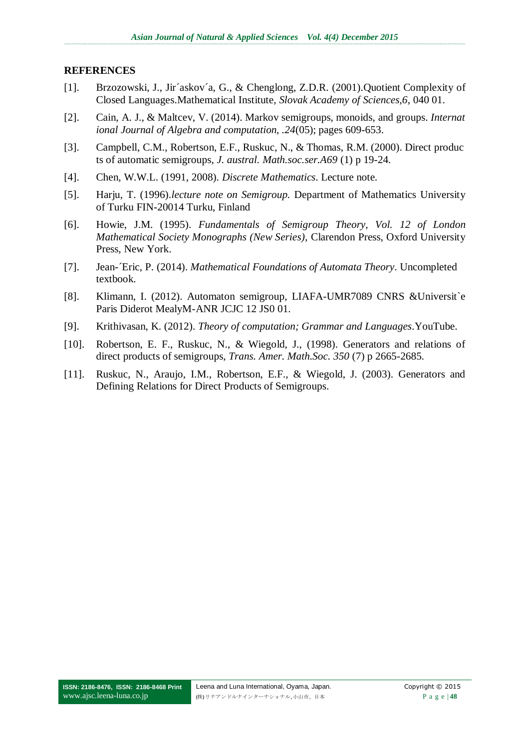## REFERENCES

[1]. Brzozowski, J., Jir´askov´a, G., & Chenglong, Z.D.R. (2001).Quotient Complexity of Closed Languages.Mathematical Institute, *Slovak Academy of Sciences,6*, 040 01.

[2]. Cain, A. J., & Maltcev, V. (2014). Markov semigroups, monoids, and groups. *International Journal of Algebra and computation, .24*(05); pages 609-653.

[3]. Campbell, C.M., Robertson, E.F., Ruskuc, N., & Thomas, R.M. (2000). Direct products of automatic semigroups, *J. austral. Math.soc.ser.A69* (1) p 19-24.

[4]. Chen, W.W.L. (1991, 2008). *Discrete Mathematics*. Lecture note.

[5]. Harju, T. (1996).*lecture note on Semigroup.* Department of Mathematics University of Turku FIN-20014 Turku, Finland

[6]. Howie, J.M. (1995). *Fundamentals of Semigroup Theory, Vol. 12 of London Mathematical Society Monographs (New Series),* Clarendon Press, Oxford University Press, New York.

[7]. Jean-´Eric, P. (2014). *Mathematical Foundations of Automata Theory*. Uncompleted textbook.

[8]. Klimann, I. (2012). Automaton semigroup, LIAFA-UMR7089 CNRS &Universit`e Paris Diderot MealyM-ANR JCJC 12 JS0 01.

[9]. Krithivasan, K. (2012). *Theory of computation; Grammar and Languages*.YouTube.

[10]. Robertson, E. F., Ruskuc, N., & Wiegold, J., (1998). Generators and relations of direct products of semigroups, *Trans. Amer. Math.Soc. 350* (7) p 2665-2685.

[11]. Ruskuc, N., Araujo, I.M., Robertson, E.F., & Wiegold, J. (2003). Generators and Defining Relations for Direct Products of Semigroups.